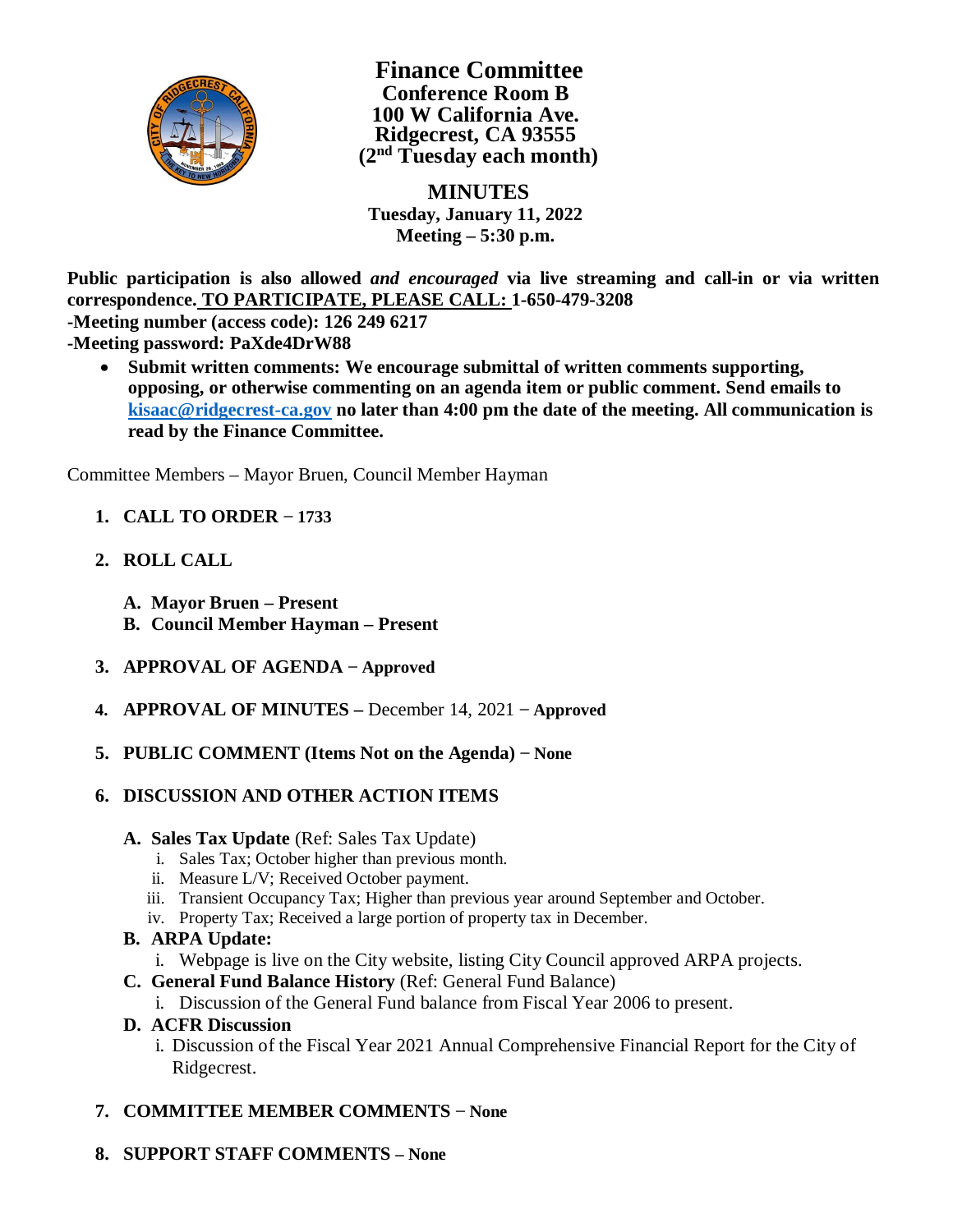# Finance Committee

**Conference Room B**
**100 W California Ave.**
**Ridgecrest, CA 93555**
**(2nd Tuesday each month)**

## MINUTES

**Tuesday, January 11, 2022**
**Meeting – 5:30 p.m.**

**Public participation is also allowed *and encouraged* via live streaming and call-in or via written correspondence. TO PARTICIPATE, PLEASE CALL: 1-650-479-3208**
**-Meeting number (access code): 126 249 6217**
**-Meeting password: PaXde4DrW88**

- **Submit written comments: We encourage submittal of written comments supporting, opposing, or otherwise commenting on an agenda item or public comment. Send emails to kisaac@ridgecrest-ca.gov no later than 4:00 pm the date of the meeting. All communication is read by the Finance Committee.**

Committee Members – Mayor Bruen, Council Member Hayman

1. **CALL TO ORDER – 1733**

2. **ROLL CALL**

   A. **Mayor Bruen – Present**
   B. **Council Member Hayman – Present**

3. **APPROVAL OF AGENDA – Approved**

4. **APPROVAL OF MINUTES –** December 14, 2021 – **Approved**

5. **PUBLIC COMMENT (Items Not on the Agenda) – None**

6. **DISCUSSION AND OTHER ACTION ITEMS**

   A. **Sales Tax Update** (Ref: Sales Tax Update)
      i. Sales Tax; October higher than previous month.
      ii. Measure L/V; Received October payment.
      iii. Transient Occupancy Tax; Higher than previous year around September and October.
      iv. Property Tax; Received a large portion of property tax in December.

   B. **ARPA Update:**
      i. Webpage is live on the City website, listing City Council approved ARPA projects.

   C. **General Fund Balance History** (Ref: General Fund Balance)
      i. Discussion of the General Fund balance from Fiscal Year 2006 to present.

   D. **ACFR Discussion**
      i. Discussion of the Fiscal Year 2021 Annual Comprehensive Financial Report for the City of Ridgecrest.

7. **COMMITTEE MEMBER COMMENTS – None**

8. **SUPPORT STAFF COMMENTS – None**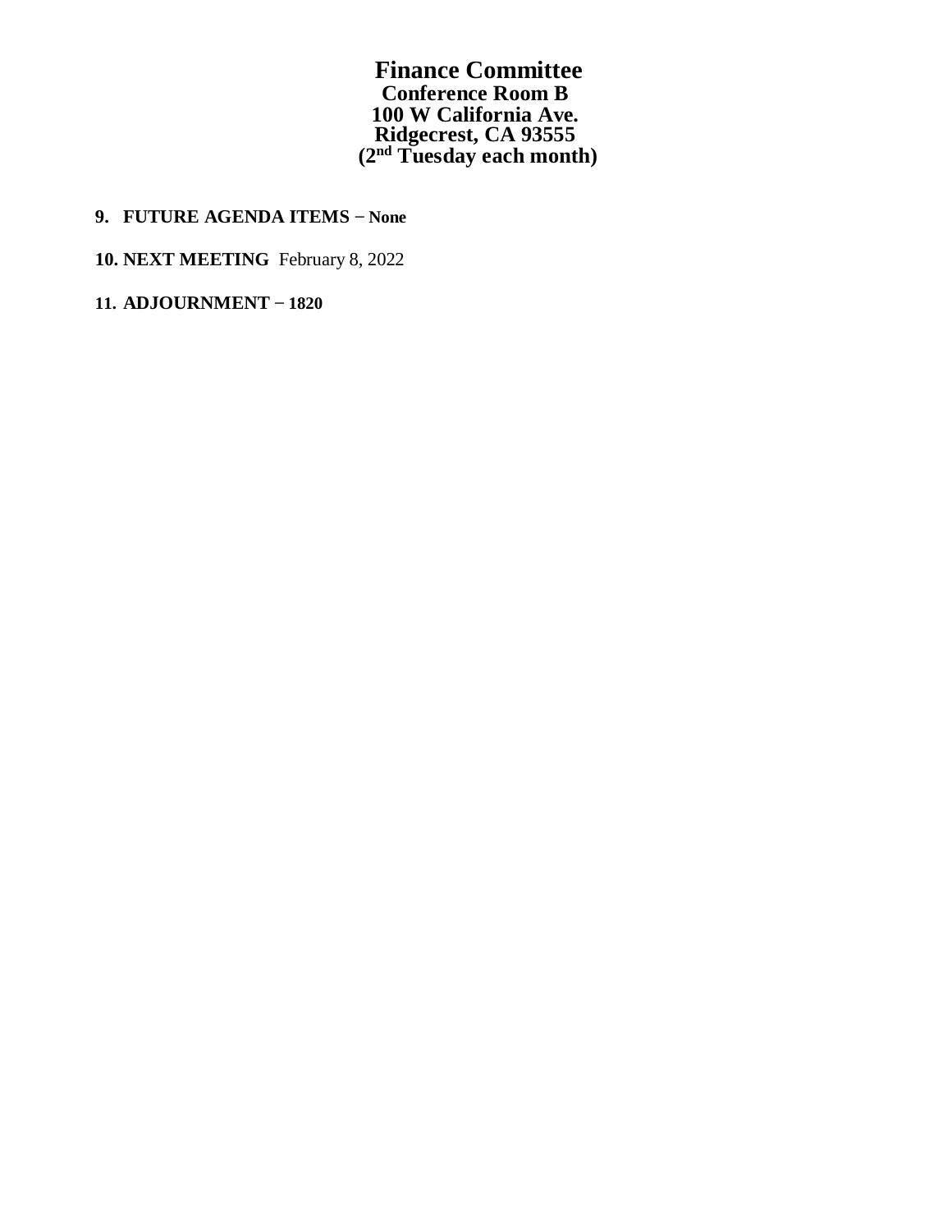# Finance Committee

**Conference Room B**
**100 W California Ave.**
**Ridgecrest, CA 93555**
**(2nd Tuesday each month)**

**9. FUTURE AGENDA ITEMS – None**

**10. NEXT MEETING** February 8, 2022

**11. ADJOURNMENT – 1820**